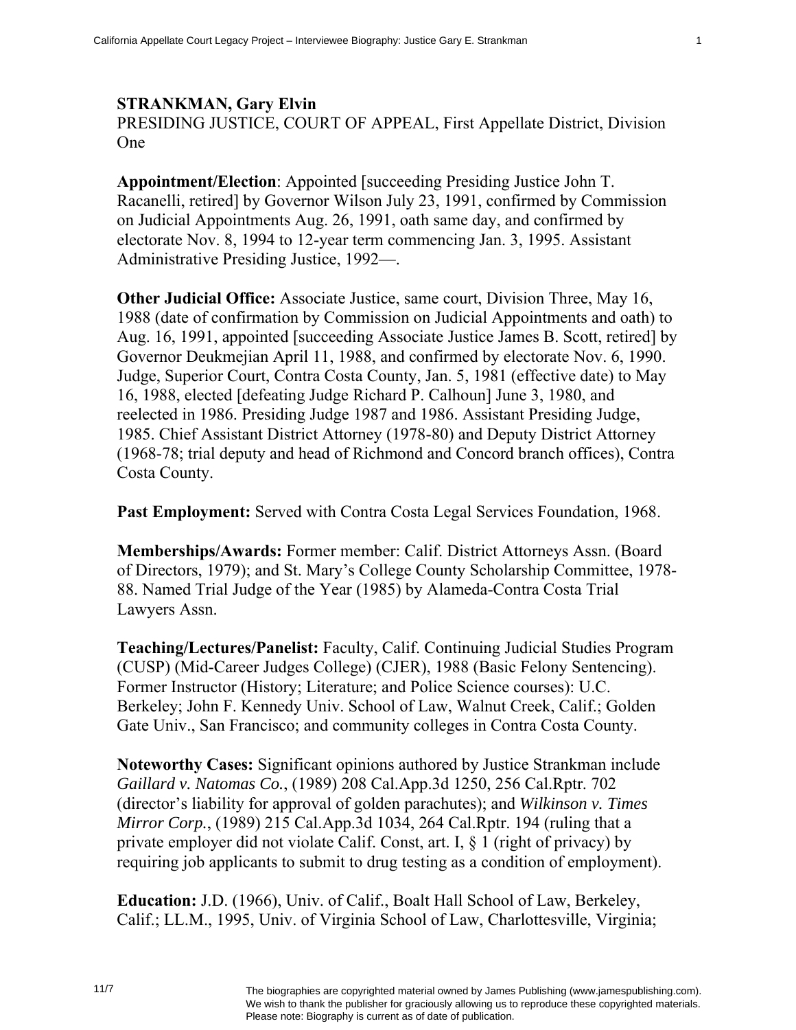**STRANKMAN, Gary Elvin**
PRESIDING JUSTICE, COURT OF APPEAL, First Appellate District, Division One

**Appointment/Election**: Appointed [succeeding Presiding Justice John T. Racanelli, retired] by Governor Wilson July 23, 1991, confirmed by Commission on Judicial Appointments Aug. 26, 1991, oath same day, and confirmed by electorate Nov. 8, 1994 to 12-year term commencing Jan. 3, 1995. Assistant Administrative Presiding Justice, 1992—.

**Other Judicial Office:** Associate Justice, same court, Division Three, May 16, 1988 (date of confirmation by Commission on Judicial Appointments and oath) to Aug. 16, 1991, appointed [succeeding Associate Justice James B. Scott, retired] by Governor Deukmejian April 11, 1988, and confirmed by electorate Nov. 6, 1990. Judge, Superior Court, Contra Costa County, Jan. 5, 1981 (effective date) to May 16, 1988, elected [defeating Judge Richard P. Calhoun] June 3, 1980, and reelected in 1986. Presiding Judge 1987 and 1986. Assistant Presiding Judge, 1985. Chief Assistant District Attorney (1978-80) and Deputy District Attorney (1968-78; trial deputy and head of Richmond and Concord branch offices), Contra Costa County.

**Past Employment:** Served with Contra Costa Legal Services Foundation, 1968.

**Memberships/Awards:** Former member: Calif. District Attorneys Assn. (Board of Directors, 1979); and St. Mary's College County Scholarship Committee, 1978-88. Named Trial Judge of the Year (1985) by Alameda-Contra Costa Trial Lawyers Assn.

**Teaching/Lectures/Panelist:** Faculty, Calif. Continuing Judicial Studies Program (CUSP) (Mid-Career Judges College) (CJER), 1988 (Basic Felony Sentencing). Former Instructor (History; Literature; and Police Science courses): U.C. Berkeley; John F. Kennedy Univ. School of Law, Walnut Creek, Calif.; Golden Gate Univ., San Francisco; and community colleges in Contra Costa County.

**Noteworthy Cases:** Significant opinions authored by Justice Strankman include *Gaillard v. Natomas Co.*, (1989) 208 Cal.App.3d 1250, 256 Cal.Rptr. 702 (director's liability for approval of golden parachutes); and *Wilkinson v. Times Mirror Corp.*, (1989) 215 Cal.App.3d 1034, 264 Cal.Rptr. 194 (ruling that a private employer did not violate Calif. Const, art. I, § 1 (right of privacy) by requiring job applicants to submit to drug testing as a condition of employment).

**Education:** J.D. (1966), Univ. of Calif., Boalt Hall School of Law, Berkeley, Calif.; LL.M., 1995, Univ. of Virginia School of Law, Charlottesville, Virginia;

The biographies are copyrighted material owned by James Publishing (www.jamespublishing.com). We wish to thank the publisher for graciously allowing us to reproduce these copyrighted materials. Please note: Biography is current as of date of publication.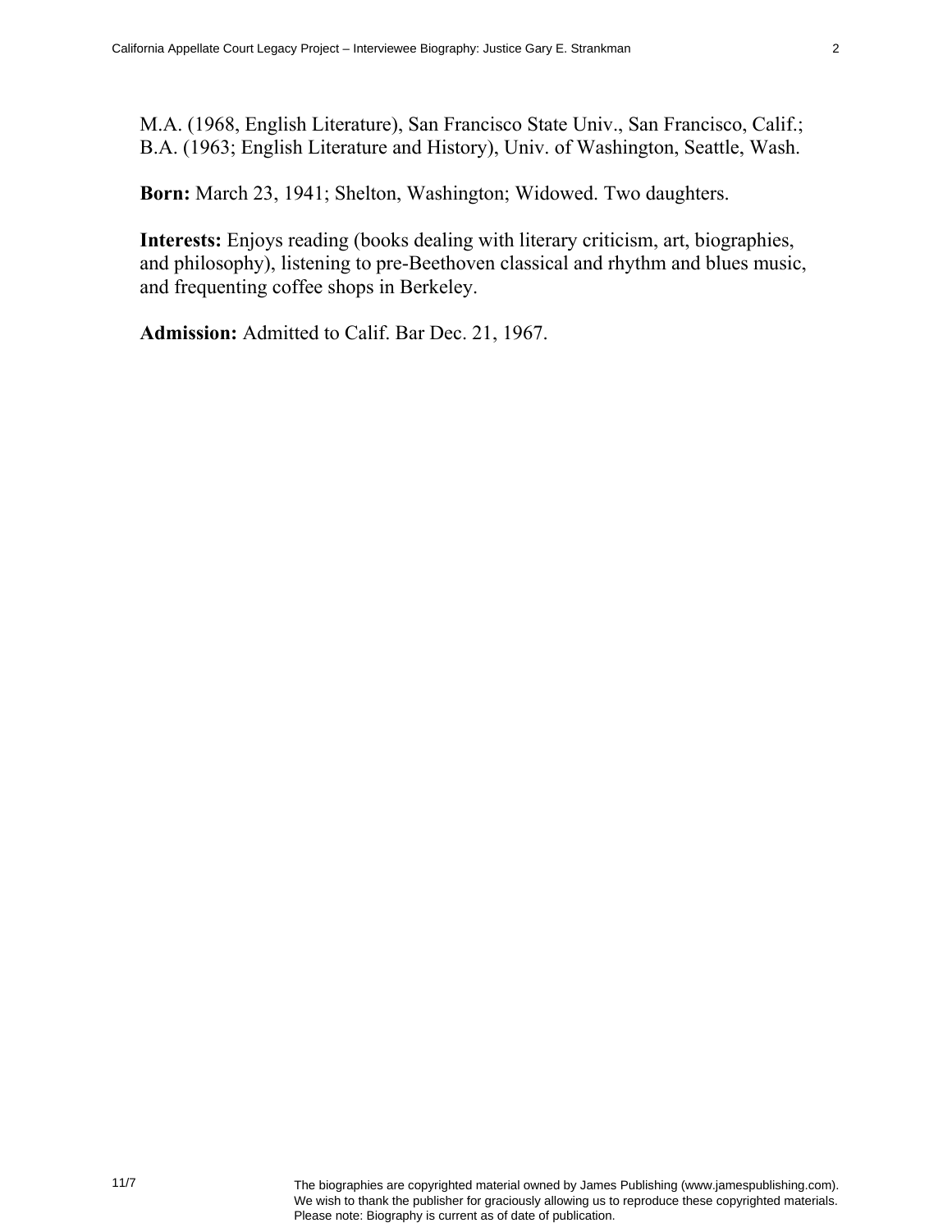M.A. (1968, English Literature), San Francisco State Univ., San Francisco, Calif.; B.A. (1963; English Literature and History), Univ. of Washington, Seattle, Wash.

**Born:** March 23, 1941; Shelton, Washington; Widowed. Two daughters.

**Interests:** Enjoys reading (books dealing with literary criticism, art, biographies, and philosophy), listening to pre-Beethoven classical and rhythm and blues music, and frequenting coffee shops in Berkeley.

**Admission:** Admitted to Calif. Bar Dec. 21, 1967.

The biographies are copyrighted material owned by James Publishing (www.jamespublishing.com). We wish to thank the publisher for graciously allowing us to reproduce these copyrighted materials. Please note: Biography is current as of date of publication.